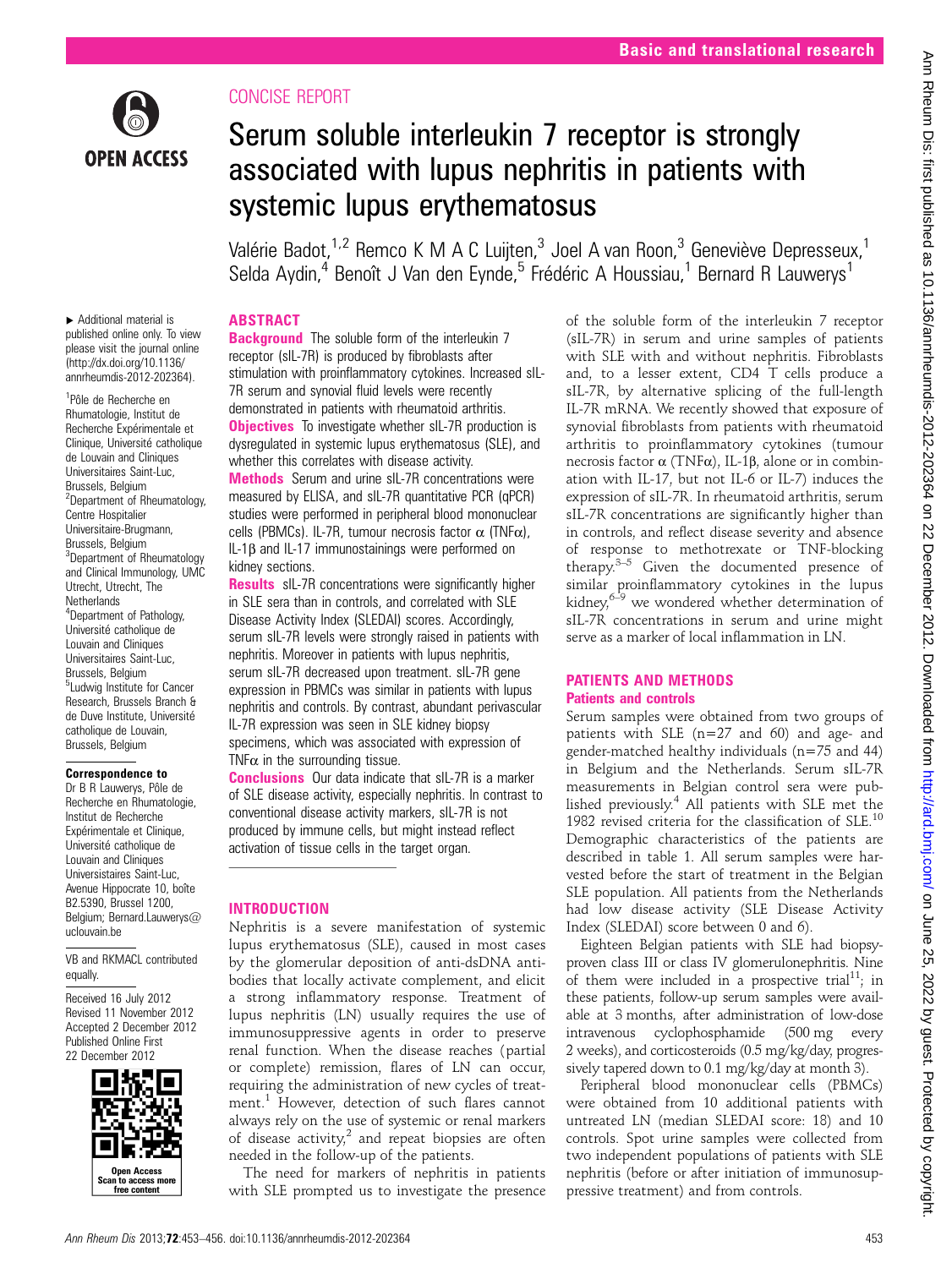CONCISE REPORT

# Serum soluble interleukin 7 receptor is strongly associated with lupus nephritis in patients with systemic lupus erythematosus

Valérie Badot,[1,2] Remco K M A C Luijten,[3] Joel A van Roon,[3] Geneviève Depresseux,[1] Selda Aydin,[4] Benoît J Van den Eynde,[5] Frédéric A Houssiau,[1] Bernard R Lauwerys[1]

► Additional material is published online only. To view please visit the journal online (http://dx.doi.org/10.1136/annrheumdis-2012-202364).

[1]Pôle de Recherche en Rhumatologie, Institut de Recherche Expérimentale et Clinique, Université catholique de Louvain and Cliniques Universitaires Saint-Luc, Brussels, Belgium
[2]Department of Rheumatology, Centre Hospitalier Universitaire-Brugmann, Brussels, Belgium
[3]Department of Rheumatology and Clinical Immunology, UMC Utrecht, Utrecht, The Netherlands
[4]Department of Pathology, Université catholique de Louvain and Cliniques Universitaires Saint-Luc, Brussels, Belgium
[5]Ludwig Institute for Cancer Research, Brussels Branch & de Duve Institute, Université catholique de Louvain, Brussels, Belgium

**Correspondence to**
Dr B R Lauwerys, Pôle de Recherche en Rhumatologie, Institut de Recherche Expérimentale et Clinique, Université catholique de Louvain and Cliniques Universistaires Saint-Luc, Avenue Hippocrate 10, boîte B2.5390, Brussel 1200, Belgium; Bernard.Lauwerys@uclouvain.be

VB and RKMACL contributed equally.

Received 16 July 2012
Revised 11 November 2012
Accepted 2 December 2012
Published Online First 22 December 2012

## ABSTRACT

**Background** The soluble form of the interleukin 7 receptor (sIL-7R) is produced by fibroblasts after stimulation with proinflammatory cytokines. Increased sIL-7R serum and synovial fluid levels were recently demonstrated in patients with rheumatoid arthritis.

**Objectives** To investigate whether sIL-7R production is dysregulated in systemic lupus erythematosus (SLE), and whether this correlates with disease activity.

**Methods** Serum and urine sIL-7R concentrations were measured by ELISA, and sIL-7R quantitative PCR (qPCR) studies were performed in peripheral blood mononuclear cells (PBMCs). IL-7R, tumour necrosis factor α (TNFα), IL-1β and IL-17 immunostainings were performed on kidney sections.

**Results** sIL-7R concentrations were significantly higher in SLE sera than in controls, and correlated with SLE Disease Activity Index (SLEDAI) scores. Accordingly, serum sIL-7R levels were strongly raised in patients with nephritis. Moreover in patients with lupus nephritis, serum sIL-7R decreased upon treatment. sIL-7R gene expression in PBMCs was similar in patients with lupus nephritis and controls. By contrast, abundant perivascular IL-7R expression was seen in SLE kidney biopsy specimens, which was associated with expression of TNFα in the surrounding tissue.

**Conclusions** Our data indicate that sIL-7R is a marker of SLE disease activity, especially nephritis. In contrast to conventional disease activity markers, sIL-7R is not produced by immune cells, but might instead reflect activation of tissue cells in the target organ.

## INTRODUCTION

Nephritis is a severe manifestation of systemic lupus erythematosus (SLE), caused in most cases by the glomerular deposition of anti-dsDNA antibodies that locally activate complement, and elicit a strong inflammatory response. Treatment of lupus nephritis (LN) usually requires the use of immunosuppressive agents in order to preserve renal function. When the disease reaches (partial or complete) remission, flares of LN can occur, requiring the administration of new cycles of treatment.[1] However, detection of such flares cannot always rely on the use of systemic or renal markers of disease activity,[2] and repeat biopsies are often needed in the follow-up of the patients.

The need for markers of nephritis in patients with SLE prompted us to investigate the presence of the soluble form of the interleukin 7 receptor (sIL-7R) in serum and urine samples of patients with SLE with and without nephritis. Fibroblasts and, to a lesser extent, CD4 T cells produce a sIL-7R, by alternative splicing of the full-length IL-7R mRNA. We recently showed that exposure of synovial fibroblasts from patients with rheumatoid arthritis to proinflammatory cytokines (tumour necrosis factor α (TNFα), IL-1β, alone or in combination with IL-17, but not IL-6 or IL-7) induces the expression of sIL-7R. In rheumatoid arthritis, serum sIL-7R concentrations are significantly higher than in controls, and reflect disease severity and absence of response to methotrexate or TNF-blocking therapy.[3–5] Given the documented presence of similar proinflammatory cytokines in the lupus kidney,[6–9] we wondered whether determination of sIL-7R concentrations in serum and urine might serve as a marker of local inflammation in LN.

## PATIENTS AND METHODS

### Patients and controls

Serum samples were obtained from two groups of patients with SLE (n=27 and 60) and age- and gender-matched healthy individuals (n=75 and 44) in Belgium and the Netherlands. Serum sIL-7R measurements in Belgian control sera were published previously.[4] All patients with SLE met the 1982 revised criteria for the classification of SLE.[10] Demographic characteristics of the patients are described in table 1. All serum samples were harvested before the start of treatment in the Belgian SLE population. All patients from the Netherlands had low disease activity (SLE Disease Activity Index (SLEDAI) score between 0 and 6).

Eighteen Belgian patients with SLE had biopsy-proven class III or class IV glomerulonephritis. Nine of them were included in a prospective trial[11]; in these patients, follow-up serum samples were available at 3 months, after administration of low-dose intravenous cyclophosphamide (500 mg every 2 weeks), and corticosteroids (0.5 mg/kg/day, progressively tapered down to 0.1 mg/kg/day at month 3).

Peripheral blood mononuclear cells (PBMCs) were obtained from 10 additional patients with untreated LN (median SLEDAI score: 18) and 10 controls. Spot urine samples were collected from two independent populations of patients with SLE nephritis (before or after initiation of immunosuppressive treatment) and from controls.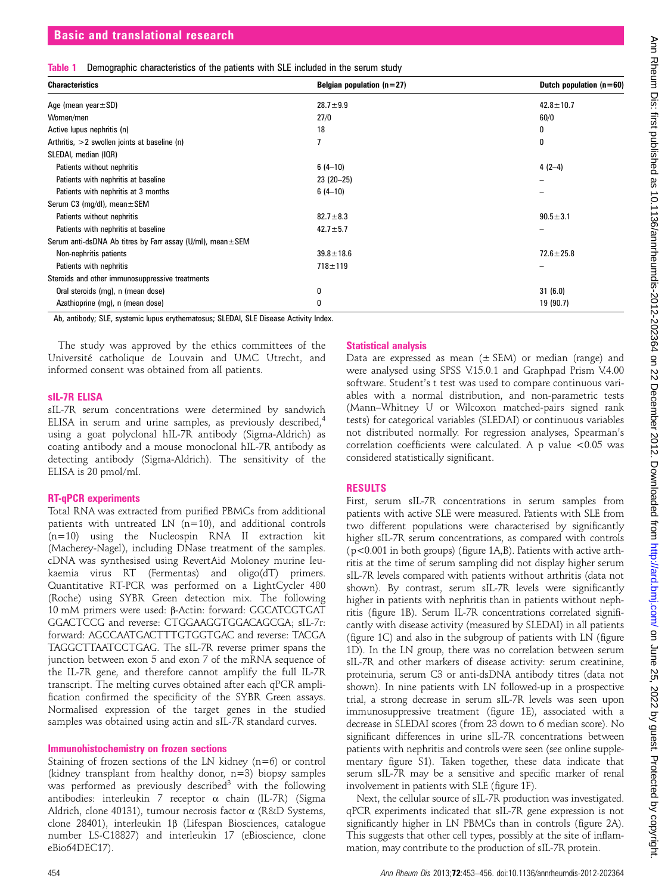**Table 1** Demographic characteristics of the patients with SLE included in the serum study

| Characteristics | Belgian population (n=27) | Dutch population (n=60) |
|---|---|---|
| Age (mean year±SD) | 28.7±9.9 | 42.8±10.7 |
| Women/men | 27/0 | 60/0 |
| Active lupus nephritis (n) | 18 | 0 |
| Arthritis, >2 swollen joints at baseline (n) | 7 | 0 |
| SLEDAI, median (IQR) | | |
| Patients without nephritis | 6 (4–10) | 4 (2–4) |
| Patients with nephritis at baseline | 23 (20–25) | – |
| Patients with nephritis at 3 months | 6 (4–10) | – |
| Serum C3 (mg/dl), mean±SEM | | |
| Patients without nephritis | 82.7±8.3 | 90.5±3.1 |
| Patients with nephritis at baseline | 42.7±5.7 | – |
| Serum anti-dsDNA Ab titres by Farr assay (U/ml), mean±SEM | | |
| Non-nephritis patients | 39.8±18.6 | 72.6±25.8 |
| Patients with nephritis | 718±119 | – |
| Steroids and other immunosuppressive treatments | | |
| Oral steroids (mg), n (mean dose) | 0 | 31 (6.0) |
| Azathioprine (mg), n (mean dose) | 0 | 19 (90.7) |

Ab, antibody; SLE, systemic lupus erythematosus; SLEDAI, SLE Disease Activity Index.

The study was approved by the ethics committees of the Université catholique de Louvain and UMC Utrecht, and informed consent was obtained from all patients.

### sIL-7R ELISA

sIL-7R serum concentrations were determined by sandwich ELISA in serum and urine samples, as previously described,[4] using a goat polyclonal hIL-7R antibody (Sigma-Aldrich) as coating antibody and a mouse monoclonal hIL-7R antibody as detecting antibody (Sigma-Aldrich). The sensitivity of the ELISA is 20 pmol/ml.

### RT-qPCR experiments

Total RNA was extracted from purified PBMCs from additional patients with untreated LN (n=10), and additional controls (n=10) using the Nucleospin RNA II extraction kit (Macherey-Nagel), including DNase treatment of the samples. cDNA was synthesised using RevertAid Moloney murine leukaemia virus RT (Fermentas) and oligo(dT) primers. Quantitative RT-PCR was performed on a LightCycler 480 (Roche) using SYBR Green detection mix. The following 10 mM primers were used: β-Actin: forward: GGCATCGTGATGGACTCCG and reverse: CTGGAAGGTGGACAGCGA; sIL-7r: forward: AGCCAATGACTTTGTGGTGAC and reverse: TACGATAGGCTTAATCCTGAG. The sIL-7R reverse primer spans the junction between exon 5 and exon 7 of the mRNA sequence of the IL-7R gene, and therefore cannot amplify the full IL-7R transcript. The melting curves obtained after each qPCR amplification confirmed the specificity of the SYBR Green assays. Normalised expression of the target genes in the studied samples was obtained using actin and sIL-7R standard curves.

### Immunohistochemistry on frozen sections

Staining of frozen sections of the LN kidney (n=6) or control (kidney transplant from healthy donor, n=3) biopsy samples was performed as previously described[3] with the following antibodies: interleukin 7 receptor α chain (IL-7R) (Sigma Aldrich, clone 40131), tumour necrosis factor α (R&D Systems, clone 28401), interleukin 1β (Lifespan Biosciences, catalogue number LS-C18827) and interleukin 17 (eBioscience, clone eBio64DEC17).

### Statistical analysis

Data are expressed as mean (± SEM) or median (range) and were analysed using SPSS V.15.0.1 and Graphpad Prism V.4.00 software. Student's t test was used to compare continuous variables with a normal distribution, and non-parametric tests (Mann–Whitney U or Wilcoxon matched-pairs signed rank tests) for categorical variables (SLEDAI) or continuous variables not distributed normally. For regression analyses, Spearman's correlation coefficients were calculated. A p value <0.05 was considered statistically significant.

## RESULTS

First, serum sIL-7R concentrations in serum samples from patients with active SLE were measured. Patients with SLE from two different populations were characterised by significantly higher sIL-7R serum concentrations, as compared with controls (p<0.001 in both groups) (figure 1A,B). Patients with active arthritis at the time of serum sampling did not display higher serum sIL-7R levels compared with patients without arthritis (data not shown). By contrast, serum sIL-7R levels were significantly higher in patients with nephritis than in patients without nephritis (figure 1B). Serum IL-7R concentrations correlated significantly with disease activity (measured by SLEDAI) in all patients (figure 1C) and also in the subgroup of patients with LN (figure 1D). In the LN group, there was no correlation between serum sIL-7R and other markers of disease activity: serum creatinine, proteinuria, serum C3 or anti-dsDNA antibody titres (data not shown). In nine patients with LN followed-up in a prospective trial, a strong decrease in serum sIL-7R levels was seen upon immunosuppressive treatment (figure 1E), associated with a decrease in SLEDAI scores (from 23 down to 6 median score). No significant differences in urine sIL-7R concentrations between patients with nephritis and controls were seen (see online supplementary figure S1). Taken together, these data indicate that serum sIL-7R may be a sensitive and specific marker of renal involvement in patients with SLE (figure 1F).

Next, the cellular source of sIL-7R production was investigated. qPCR experiments indicated that sIL-7R gene expression is not significantly higher in LN PBMCs than in controls (figure 2A). This suggests that other cell types, possibly at the site of inflammation, may contribute to the production of sIL-7R protein.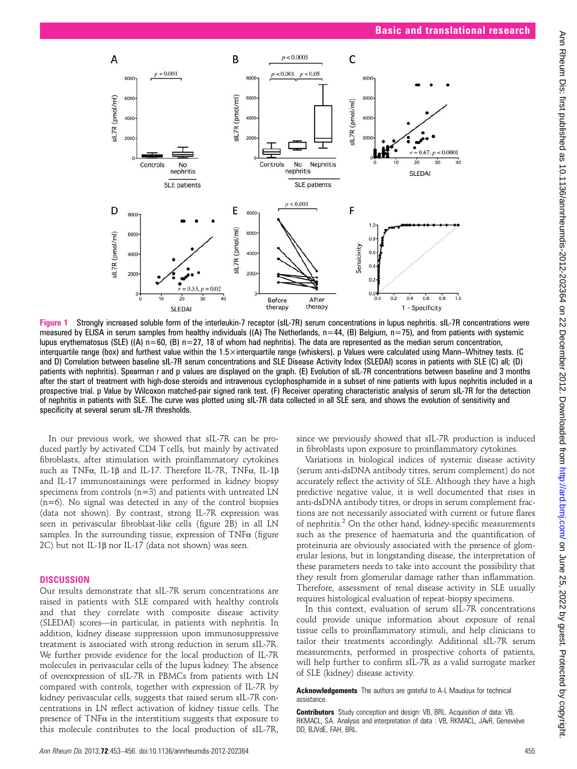**Figure 1** Strongly increased soluble form of the interleukin-7 receptor (sIL-7R) serum concentrations in lupus nephritis. sIL-7R concentrations were measured by ELISA in serum samples from healthy individuals ((A) The Netherlands, n=44, (B) Belgium, n=75), and from patients with systemic lupus erythematosus (SLE) ((A) n=60, (B) n=27, 18 of whom had nephritis). The data are represented as the median serum concentration, interquartile range (box) and furthest value within the 1.5×interquartile range (whiskers). p Values were calculated using Mann–Whitney tests. (C and D) Correlation between baseline sIL-7R serum concentrations and SLE Disease Activity Index (SLEDAI) scores in patients with SLE (C) all; (D) patients with nephritis). Spearman r and p values are displayed on the graph. (E) Evolution of sIL-7R concentrations between baseline and 3 months after the start of treatment with high-dose steroids and intravenous cyclophosphamide in a subset of nine patients with lupus nephritis included in a prospective trial. p Value by Wilcoxon matched-pair signed rank test. (F) Receiver operating characteristic analysis of serum sIL-7R for the detection of nephritis in patients with SLE. The curve was plotted using sIL-7R data collected in all SLE sera, and shows the evolution of sensitivity and specificity at several serum sIL-7R thresholds.

In our previous work, we showed that sIL-7R can be produced partly by activated CD4 T cells, but mainly by activated fibroblasts, after stimulation with proinflammatory cytokines such as TNFα, IL-1β and IL-17. Therefore IL-7R, TNFα, IL-1β and IL-17 immunostainings were performed in kidney biopsy specimens from controls (n=3) and patients with untreated LN (n=6). No signal was detected in any of the control biopsies (data not shown). By contrast, strong IL-7R expression was seen in perivascular fibroblast-like cells (figure 2B) in all LN samples. In the surrounding tissue, expression of TNFα (figure 2C) but not IL-1β nor IL-17 (data not shown) was seen.

## DISCUSSION

Our results demonstrate that sIL-7R serum concentrations are raised in patients with SLE compared with healthy controls and that they correlate with composite disease activity (SLEDAI) scores—in particular, in patients with nephritis. In addition, kidney disease suppression upon immunosuppressive treatment is associated with strong reduction in serum sIL-7R. We further provide evidence for the local production of IL-7R molecules in perivascular cells of the lupus kidney. The absence of overexpression of sIL-7R in PBMCs from patients with LN compared with controls, together with expression of IL-7R by kidney perivascular cells, suggests that raised serum sIL-7R concentrations in LN reflect activation of kidney tissue cells. The presence of TNFα in the interstitium suggests that exposure to this molecule contributes to the local production of sIL-7R, since we previously showed that sIL-7R production is induced in fibroblasts upon exposure to proinflammatory cytokines.

Variations in biological indices of systemic disease activity (serum anti-dsDNA antibody titres, serum complement) do not accurately reflect the activity of SLE. Although they have a high predictive negative value, it is well documented that rises in anti-dsDNA antibody titres, or drops in serum complement fractions are not necessarily associated with current or future flares of nephritis.[2] On the other hand, kidney-specific measurements such as the presence of haematuria and the quantification of proteinuria are obviously associated with the presence of glomerular lesions, but in longstanding disease, the interpretation of these parameters needs to take into account the possibility that they result from glomerular damage rather than inflammation. Therefore, assessment of renal disease activity in SLE usually requires histological evaluation of repeat-biopsy specimens.

In this context, evaluation of serum sIL-7R concentrations could provide unique information about exposure of renal tissue cells to proinflammatory stimuli, and help clinicians to tailor their treatments accordingly. Additional sIL-7R serum measurements, performed in prospective cohorts of patients, will help further to confirm sIL-7R as a valid surrogate marker of SLE (kidney) disease activity.

**Acknowledgements** The authors are grateful to A-L Maudoux for technical assistance.

**Contributors** Study conception and design: VB, BRL. Acquisition of data: VB, RKMACL, SA. Analysis and interpretation of data : VB, RKMACL, JAvR, Geneviève DD, BJVdE, FAH, BRL.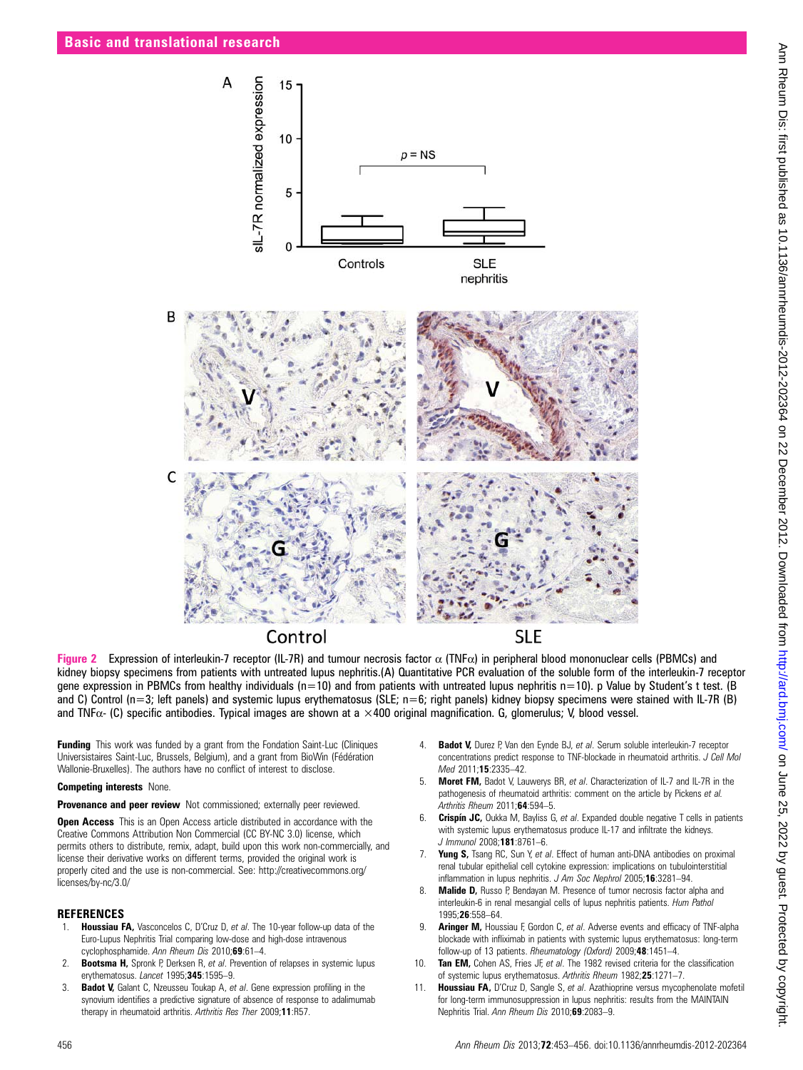A

sIL-7R normalized expression

15

10

5

0

p = NS

Controls

SLE nephritis

B

V

V

C

G

G

Control

SLE

**Figure 2** Expression of interleukin-7 receptor (IL-7R) and tumour necrosis factor α (TNFα) in peripheral blood mononuclear cells (PBMCs) and kidney biopsy specimens from patients with untreated lupus nephritis.(A) Quantitative PCR evaluation of the soluble form of the interleukin-7 receptor gene expression in PBMCs from healthy individuals (n=10) and from patients with untreated lupus nephritis n=10). p Value by Student's t test. (B and C) Control (n=3; left panels) and systemic lupus erythematosus (SLE; n=6; right panels) kidney biopsy specimens were stained with IL-7R (B) and TNFα- (C) specific antibodies. Typical images are shown at a ×400 original magnification. G, glomerulus; V, blood vessel.

**Funding** This work was funded by a grant from the Fondation Saint-Luc (Cliniques Universistaires Saint-Luc, Brussels, Belgium), and a grant from BioWin (Fédération Wallonie-Bruxelles). The authors have no conflict of interest to disclose.

**Competing interests** None.

**Provenance and peer review** Not commissioned; externally peer reviewed.

**Open Access** This is an Open Access article distributed in accordance with the Creative Commons Attribution Non Commercial (CC BY-NC 3.0) license, which permits others to distribute, remix, adapt, build upon this work non-commercially, and license their derivative works on different terms, provided the original work is properly cited and the use is non-commercial. See: http://creativecommons.org/licenses/by-nc/3.0/

## REFERENCES

1. **Houssiau FA,** Vasconcelos C, D'Cruz D, *et al*. The 10-year follow-up data of the Euro-Lupus Nephritis Trial comparing low-dose and high-dose intravenous cyclophosphamide. *Ann Rheum Dis* 2010;**69**:61–4.
2. **Bootsma H,** Spronk P, Derksen R, *et al*. Prevention of relapses in systemic lupus erythematosus. *Lancet* 1995;**345**:1595–9.
3. **Badot V,** Galant C, Nzeusseu Toukap A, *et al*. Gene expression profiling in the synovium identifies a predictive signature of absence of response to adalimumab therapy in rheumatoid arthritis. *Arthritis Res Ther* 2009;**11**:R57.
4. **Badot V,** Durez P, Van den Eynde BJ, *et al*. Serum soluble interleukin-7 receptor concentrations predict response to TNF-blockade in rheumatoid arthritis. *J Cell Mol Med* 2011;**15**:2335–42.
5. **Moret FM,** Badot V, Lauwerys BR, *et al*. Characterization of IL-7 and IL-7R in the pathogenesis of rheumatoid arthritis: comment on the article by Pickens *et al*. *Arthritis Rheum* 2011;**64**:594–5.
6. **Crispín JC,** Oukka M, Bayliss G, *et al*. Expanded double negative T cells in patients with systemic lupus erythematosus produce IL-17 and infiltrate the kidneys. *J Immunol* 2008;**181**:8761–6.
7. **Yung S,** Tsang RC, Sun Y, *et al*. Effect of human anti-DNA antibodies on proximal renal tubular epithelial cell cytokine expression: implications on tubulointerstitial inflammation in lupus nephritis. *J Am Soc Nephrol* 2005;**16**:3281–94.
8. **Malide D,** Russo P, Bendayan M. Presence of tumor necrosis factor alpha and interleukin-6 in renal mesangial cells of lupus nephritis patients. *Hum Pathol* 1995;**26**:558–64.
9. **Aringer M,** Houssiau F, Gordon C, *et al*. Adverse events and efficacy of TNF-alpha blockade with infliximab in patients with systemic lupus erythematosus: long-term follow-up of 13 patients. *Rheumatology (Oxford)* 2009;**48**:1451–4.
10. **Tan EM,** Cohen AS, Fries JF, *et al*. The 1982 revised criteria for the classification of systemic lupus erythematosus. *Arthritis Rheum* 1982;**25**:1271–7.
11. **Houssiau FA,** D'Cruz D, Sangle S, *et al*. Azathioprine versus mycophenolate mofetil for long-term immunosuppression in lupus nephritis: results from the MAINTAIN Nephritis Trial. *Ann Rheum Dis* 2010;**69**:2083–9.